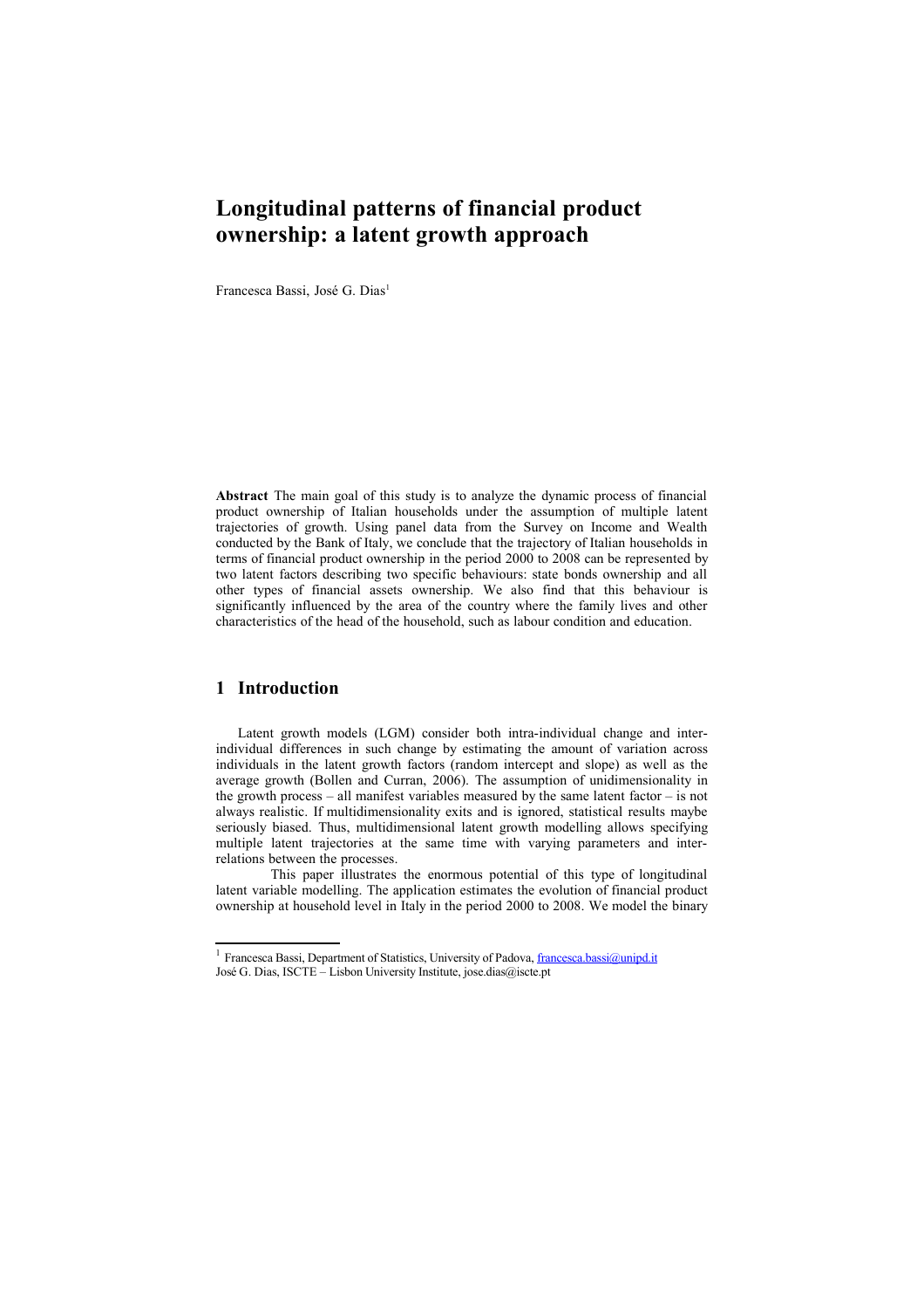# Longitudinal patterns of financial product ownership: a latent growth approach

Francesca Bassi, José G. Dias[1]

**Abstract** The main goal of this study is to analyze the dynamic process of financial product ownership of Italian households under the assumption of multiple latent trajectories of growth. Using panel data from the Survey on Income and Wealth conducted by the Bank of Italy, we conclude that the trajectory of Italian households in terms of financial product ownership in the period 2000 to 2008 can be represented by two latent factors describing two specific behaviours: state bonds ownership and all other types of financial assets ownership. We also find that this behaviour is significantly influenced by the area of the country where the family lives and other characteristics of the head of the household, such as labour condition and education.

## 1 Introduction

Latent growth models (LGM) consider both intra-individual change and inter-individual differences in such change by estimating the amount of variation across individuals in the latent growth factors (random intercept and slope) as well as the average growth (Bollen and Curran, 2006). The assumption of unidimensionality in the growth process – all manifest variables measured by the same latent factor – is not always realistic. If multidimensionality exits and is ignored, statistical results maybe seriously biased. Thus, multidimensional latent growth modelling allows specifying multiple latent trajectories at the same time with varying parameters and inter-relations between the processes.

This paper illustrates the enormous potential of this type of longitudinal latent variable modelling. The application estimates the evolution of financial product ownership at household level in Italy in the period 2000 to 2008. We model the binary

[1] Francesca Bassi, Department of Statistics, University of Padova, francesca.bassi@unipd.it
José G. Dias, ISCTE – Lisbon University Institute, jose.dias@iscte.pt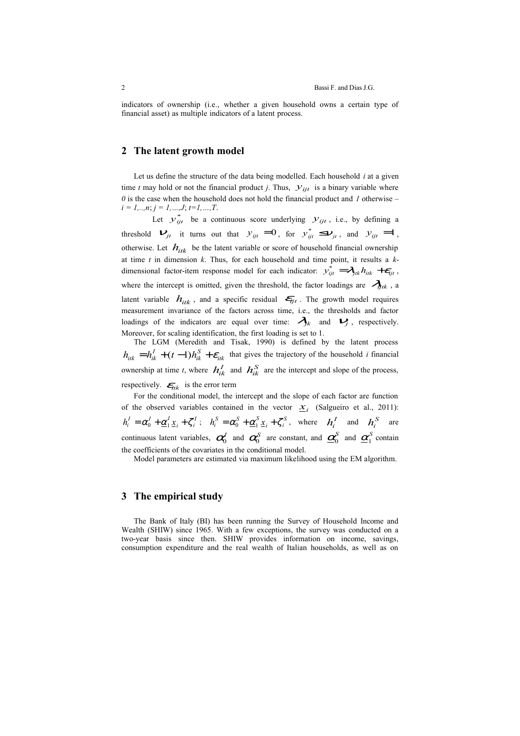indicators of ownership (i.e., whether a given household owns a certain type of financial asset) as multiple indicators of a latent process.

## 2 The latent growth model

Let us define the structure of the data being modelled. Each household $i$ at a given time $t$ may hold or not the financial product $j$. Thus, $y_{ijt}$ is a binary variable where $0$ is the case when the household does not hold the financial product and $1$ otherwise – $i = 1,..,n$; $j = 1,...,J$; $t=1,...,T$.

Let $y^{*}_{ijt}$ be a continuous score underlying $y_{ijt}$, i.e., by defining a threshold $\nu_{jt}$ it turns out that $y_{ijt} = 0$, for $y^{*}_{ijt} \leq \nu_{jt}$, and $y_{ijt} = 1$, otherwise. Let $h_{itk}$ be the latent variable or score of household financial ownership at time $t$ in dimension $k$. Thus, for each household and time point, it results a $k$-dimensional factor-item response model for each indicator: $y^{*}_{ijt} = \lambda_{jtk} h_{itk} + \varepsilon_{ijt}$, where the intercept is omitted, given the threshold, the factor loadings are $\lambda_{jtk}$, a latent variable $h_{itk}$, and a specific residual $\varepsilon_{ijt}$. The growth model requires measurement invariance of the factors across time, i.e., the thresholds and factor loadings of the indicators are equal over time: $\lambda_{jk}$ and $\nu_{j}$, respectively. Moreover, for scaling identification, the first loading is set to 1.

The LGM (Meredith and Tisak, 1990) is defined by the latent process $h_{itk} = h^{I}_{ik} + (t-1)h^{S}_{ik} + \varepsilon_{itk}$ that gives the trajectory of the household $i$ financial ownership at time $t$, where $h^{I}_{ik}$ and $h^{S}_{ik}$ are the intercept and slope of the process, respectively. $\varepsilon_{itk}$ is the error term

For the conditional model, the intercept and the slope of each factor are function of the observed variables contained in the vector $\underline{x}_{i}$ (Salgueiro et al., 2011): $h^{I}_{i} = \alpha^{I}_{0} + \underline{\alpha}^{I}_{1}\underline{x}_{i} + \zeta^{I}_{i}$; $h^{S}_{i} = \alpha^{S}_{0} + \underline{\alpha}^{S}_{1}\underline{x}_{i} + \zeta^{S}_{i}$, where $h^{I}_{i}$ and $h^{S}_{i}$ are continuous latent variables, $\alpha^{I}_{0}$ and $\alpha^{S}_{0}$ are constant, and $\underline{\alpha}^{S}_{0}$ and $\underline{\alpha}^{S}_{1}$ contain the coefficients of the covariates in the conditional model.

Model parameters are estimated via maximum likelihood using the EM algorithm.

## 3 The empirical study

The Bank of Italy (BI) has been running the Survey of Household Income and Wealth (SHIW) since 1965. With a few exceptions, the survey was conducted on a two-year basis since then. SHIW provides information on income, savings, consumption expenditure and the real wealth of Italian households, as well as on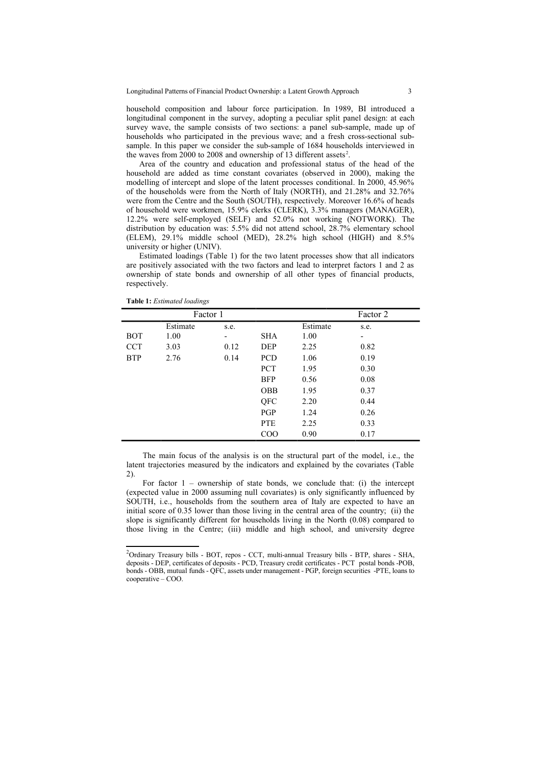household composition and labour force participation. In 1989, BI introduced a longitudinal component in the survey, adopting a peculiar split panel design: at each survey wave, the sample consists of two sections: a panel sub-sample, made up of households who participated in the previous wave; and a fresh cross-sectional sub-sample. In this paper we consider the sub-sample of 1684 households interviewed in the waves from 2000 to 2008 and ownership of 13 different assets[2].

Area of the country and education and professional status of the head of the household are added as time constant covariates (observed in 2000), making the modelling of intercept and slope of the latent processes conditional. In 2000, 45.96% of the households were from the North of Italy (NORTH), and 21.28% and 32.76% were from the Centre and the South (SOUTH), respectively. Moreover 16.6% of heads of household were workmen, 15.9% clerks (CLERK), 3.3% managers (MANAGER), 12.2% were self-employed (SELF) and 52.0% not working (NOTWORK). The distribution by education was: 5.5% did not attend school, 28.7% elementary school (ELEM), 29.1% middle school (MED), 28.2% high school (HIGH) and 8.5% university or higher (UNIV).

Estimated loadings (Table 1) for the two latent processes show that all indicators are positively associated with the two factors and lead to interpret factors 1 and 2 as ownership of state bonds and ownership of all other types of financial products, respectively.

**Table 1:** *Estimated loadings*

| Factor 1 | | | Factor 2 | | |
|---|---|---|---|---|---|
| | Estimate | s.e. | | Estimate | s.e. |
| BOT | 1.00 | - | SHA | 1.00 | - |
| CCT | 3.03 | 0.12 | DEP | 2.25 | 0.82 |
| BTP | 2.76 | 0.14 | PCD | 1.06 | 0.19 |
| | | | PCT | 1.95 | 0.30 |
| | | | BFP | 0.56 | 0.08 |
| | | | OBB | 1.95 | 0.37 |
| | | | QFC | 2.20 | 0.44 |
| | | | PGP | 1.24 | 0.26 |
| | | | PTE | 2.25 | 0.33 |
| | | | COO | 0.90 | 0.17 |

The main focus of the analysis is on the structural part of the model, i.e., the latent trajectories measured by the indicators and explained by the covariates (Table 2).

For factor 1 – ownership of state bonds, we conclude that: (i) the intercept (expected value in 2000 assuming null covariates) is only significantly influenced by SOUTH, i.e., households from the southern area of Italy are expected to have an initial score of 0.35 lower than those living in the central area of the country; (ii) the slope is significantly different for households living in the North (0.08) compared to those living in the Centre; (iii) middle and high school, and university degree

[2] Ordinary Treasury bills - BOT, repos - CCT, multi-annual Treasury bills - BTP, shares - SHA, deposits - DEP, certificates of deposits - PCD, Treasury credit certificates - PCT postal bonds -POB, bonds - OBB, mutual funds - QFC, assets under management - PGP, foreign securities -PTE, loans to cooperative – COO.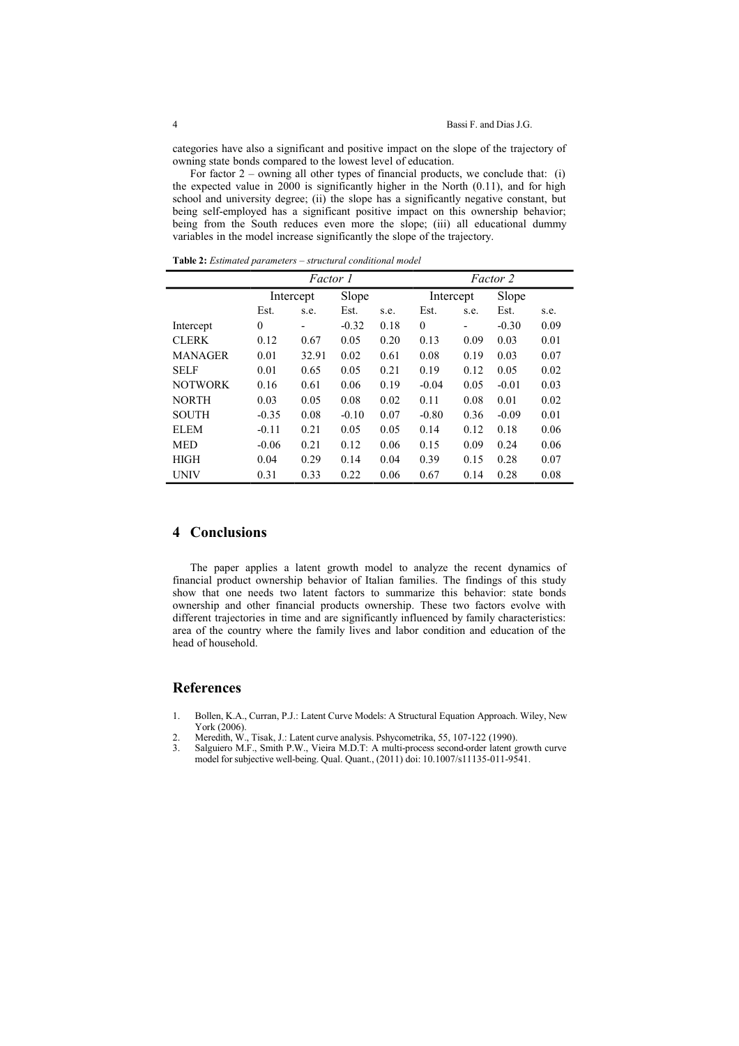categories have also a significant and positive impact on the slope of the trajectory of owning state bonds compared to the lowest level of education.

For factor 2 – owning all other types of financial products, we conclude that: (i) the expected value in 2000 is significantly higher in the North (0.11), and for high school and university degree; (ii) the slope has a significantly negative constant, but being self-employed has a significant positive impact on this ownership behavior; being from the South reduces even more the slope; (iii) all educational dummy variables in the model increase significantly the slope of the trajectory.

**Table 2:** *Estimated parameters – structural conditional model*

| | *Factor 1* | | | | *Factor 2* | | | |
|---|---|---|---|---|---|---|---|---|
| | Intercept | | Slope | | Intercept | | Slope | |
| | Est. | s.e. | Est. | s.e. | Est. | s.e. | Est. | s.e. |
| Intercept | 0 | - | -0.32 | 0.18 | 0 | - | -0.30 | 0.09 |
| CLERK | 0.12 | 0.67 | 0.05 | 0.20 | 0.13 | 0.09 | 0.03 | 0.01 |
| MANAGER | 0.01 | 32.91 | 0.02 | 0.61 | 0.08 | 0.19 | 0.03 | 0.07 |
| SELF | 0.01 | 0.65 | 0.05 | 0.21 | 0.19 | 0.12 | 0.05 | 0.02 |
| NOTWORK | 0.16 | 0.61 | 0.06 | 0.19 | -0.04 | 0.05 | -0.01 | 0.03 |
| NORTH | 0.03 | 0.05 | 0.08 | 0.02 | 0.11 | 0.08 | 0.01 | 0.02 |
| SOUTH | -0.35 | 0.08 | -0.10 | 0.07 | -0.80 | 0.36 | -0.09 | 0.01 |
| ELEM | -0.11 | 0.21 | 0.05 | 0.05 | 0.14 | 0.12 | 0.18 | 0.06 |
| MED | -0.06 | 0.21 | 0.12 | 0.06 | 0.15 | 0.09 | 0.24 | 0.06 |
| HIGH | 0.04 | 0.29 | 0.14 | 0.04 | 0.39 | 0.15 | 0.28 | 0.07 |
| UNIV | 0.31 | 0.33 | 0.22 | 0.06 | 0.67 | 0.14 | 0.28 | 0.08 |

## 4 Conclusions

The paper applies a latent growth model to analyze the recent dynamics of financial product ownership behavior of Italian families. The findings of this study show that one needs two latent factors to summarize this behavior: state bonds ownership and other financial products ownership. These two factors evolve with different trajectories in time and are significantly influenced by family characteristics: area of the country where the family lives and labor condition and education of the head of household.

## References

1. Bollen, K.A., Curran, P.J.: Latent Curve Models: A Structural Equation Approach. Wiley, New York (2006).
2. Meredith, W., Tisak, J.: Latent curve analysis. Pshycometrika, 55, 107-122 (1990).
3. Salguiero M.F., Smith P.W., Vieira M.D.T: A multi-process second-order latent growth curve model for subjective well-being. Qual. Quant., (2011) doi: 10.1007/s11135-011-9541.